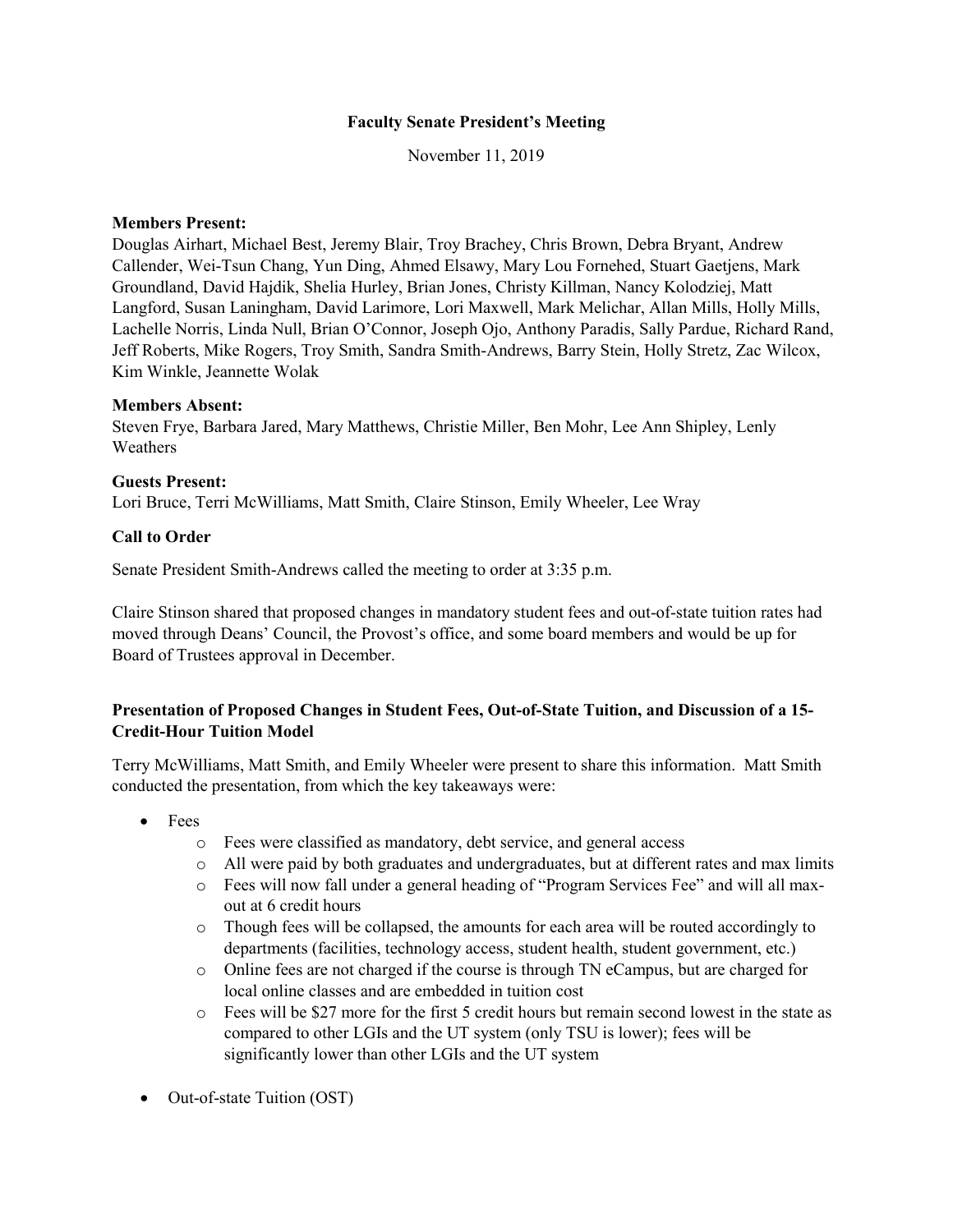# Faculty Senate President's Meeting

November 11, 2019

**Members Present:**
Douglas Airhart, Michael Best, Jeremy Blair, Troy Brachey, Chris Brown, Debra Bryant, Andrew Callender, Wei-Tsun Chang, Yun Ding, Ahmed Elsawy, Mary Lou Fornehed, Stuart Gaetjens, Mark Groundland, David Hajdik, Shelia Hurley, Brian Jones, Christy Killman, Nancy Kolodziej, Matt Langford, Susan Laningham, David Larimore, Lori Maxwell, Mark Melichar, Allan Mills, Holly Mills, Lachelle Norris, Linda Null, Brian O'Connor, Joseph Ojo, Anthony Paradis, Sally Pardue, Richard Rand, Jeff Roberts, Mike Rogers, Troy Smith, Sandra Smith-Andrews, Barry Stein, Holly Stretz, Zac Wilcox, Kim Winkle, Jeannette Wolak

**Members Absent:**
Steven Frye, Barbara Jared, Mary Matthews, Christie Miller, Ben Mohr, Lee Ann Shipley, Lenly Weathers

**Guests Present:**
Lori Bruce, Terri McWilliams, Matt Smith, Claire Stinson, Emily Wheeler, Lee Wray

**Call to Order**

Senate President Smith-Andrews called the meeting to order at 3:35 p.m.

Claire Stinson shared that proposed changes in mandatory student fees and out-of-state tuition rates had moved through Deans' Council, the Provost's office, and some board members and would be up for Board of Trustees approval in December.

**Presentation of Proposed Changes in Student Fees, Out-of-State Tuition, and Discussion of a 15-Credit-Hour Tuition Model**

Terry McWilliams, Matt Smith, and Emily Wheeler were present to share this information. Matt Smith conducted the presentation, from which the key takeaways were:

- Fees
  - Fees were classified as mandatory, debt service, and general access
  - All were paid by both graduates and undergraduates, but at different rates and max limits
  - Fees will now fall under a general heading of "Program Services Fee" and will all max-out at 6 credit hours
  - Though fees will be collapsed, the amounts for each area will be routed accordingly to departments (facilities, technology access, student health, student government, etc.)
  - Online fees are not charged if the course is through TN eCampus, but are charged for local online classes and are embedded in tuition cost
  - Fees will be $27 more for the first 5 credit hours but remain second lowest in the state as compared to other LGIs and the UT system (only TSU is lower); fees will be significantly lower than other LGIs and the UT system
- Out-of-state Tuition (OST)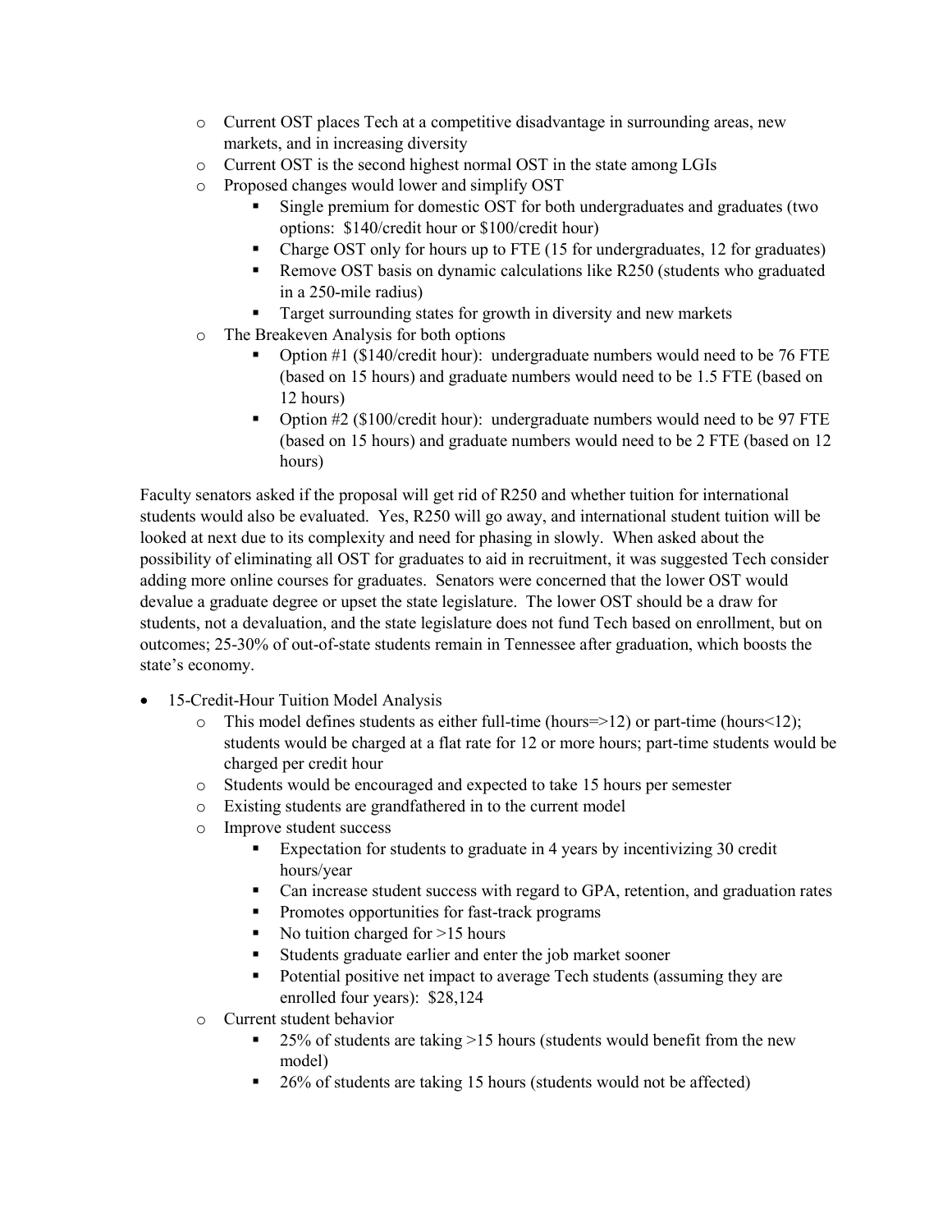- Current OST places Tech at a competitive disadvantage in surrounding areas, new markets, and in increasing diversity
  - Current OST is the second highest normal OST in the state among LGIs
  - Proposed changes would lower and simplify OST
    - Single premium for domestic OST for both undergraduates and graduates (two options: $140/credit hour or $100/credit hour)
    - Charge OST only for hours up to FTE (15 for undergraduates, 12 for graduates)
    - Remove OST basis on dynamic calculations like R250 (students who graduated in a 250-mile radius)
    - Target surrounding states for growth in diversity and new markets
  - The Breakeven Analysis for both options
    - Option #1 ($140/credit hour): undergraduate numbers would need to be 76 FTE (based on 15 hours) and graduate numbers would need to be 1.5 FTE (based on 12 hours)
    - Option #2 ($100/credit hour): undergraduate numbers would need to be 97 FTE (based on 15 hours) and graduate numbers would need to be 2 FTE (based on 12 hours)

Faculty senators asked if the proposal will get rid of R250 and whether tuition for international students would also be evaluated. Yes, R250 will go away, and international student tuition will be looked at next due to its complexity and need for phasing in slowly. When asked about the possibility of eliminating all OST for graduates to aid in recruitment, it was suggested Tech consider adding more online courses for graduates. Senators were concerned that the lower OST would devalue a graduate degree or upset the state legislature. The lower OST should be a draw for students, not a devaluation, and the state legislature does not fund Tech based on enrollment, but on outcomes; 25-30% of out-of-state students remain in Tennessee after graduation, which boosts the state's economy.

- 15-Credit-Hour Tuition Model Analysis
  - This model defines students as either full-time (hours=>12) or part-time (hours<12); students would be charged at a flat rate for 12 or more hours; part-time students would be charged per credit hour
  - Students would be encouraged and expected to take 15 hours per semester
  - Existing students are grandfathered in to the current model
  - Improve student success
    - Expectation for students to graduate in 4 years by incentivizing 30 credit hours/year
    - Can increase student success with regard to GPA, retention, and graduation rates
    - Promotes opportunities for fast-track programs
    - No tuition charged for >15 hours
    - Students graduate earlier and enter the job market sooner
    - Potential positive net impact to average Tech students (assuming they are enrolled four years): $28,124
  - Current student behavior
    - 25% of students are taking >15 hours (students would benefit from the new model)
    - 26% of students are taking 15 hours (students would not be affected)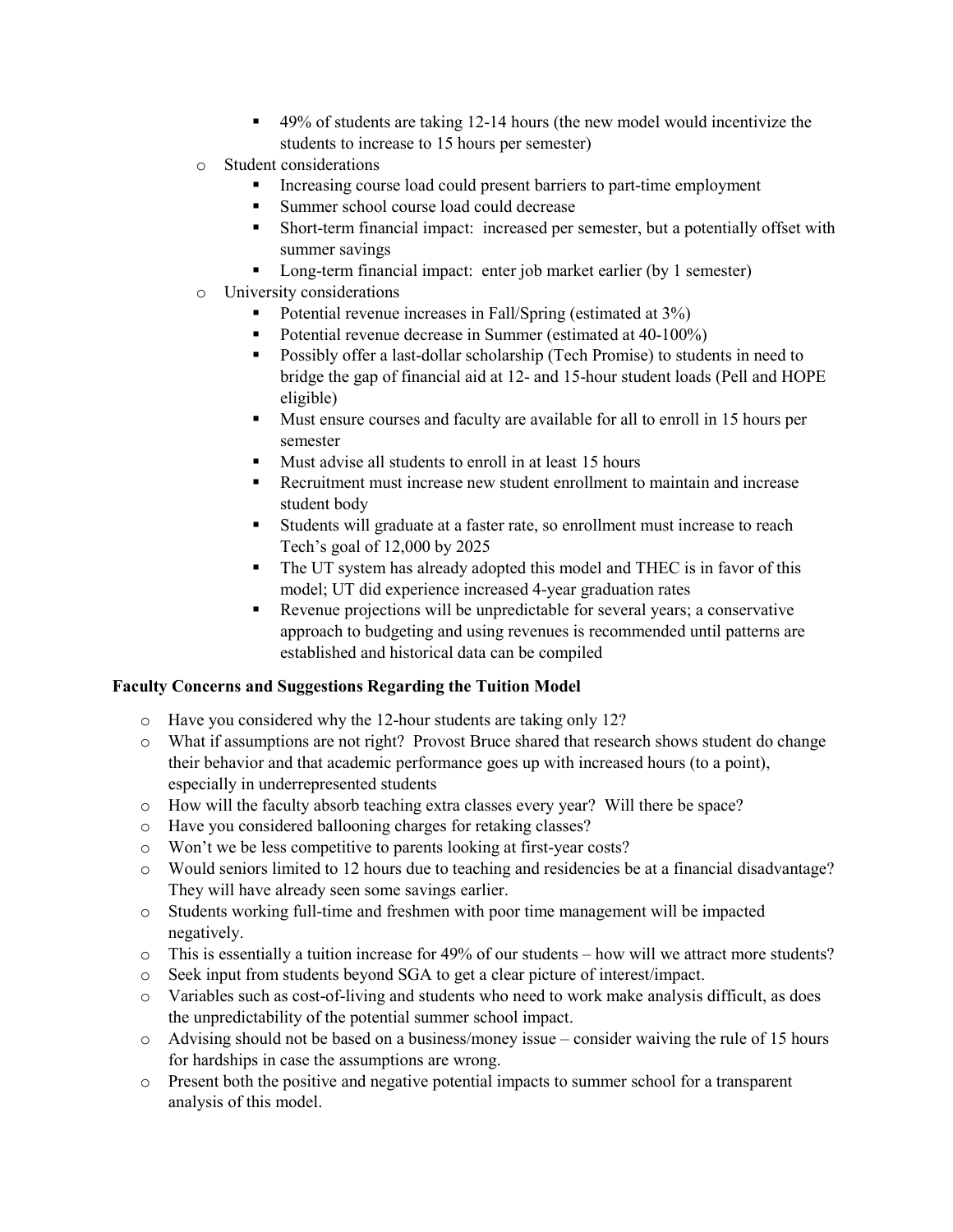- 49% of students are taking 12-14 hours (the new model would incentivize the students to increase to 15 hours per semester)
    - Student considerations
        - Increasing course load could present barriers to part-time employment
        - Summer school course load could decrease
        - Short-term financial impact: increased per semester, but a potentially offset with summer savings
        - Long-term financial impact: enter job market earlier (by 1 semester)
    - University considerations
        - Potential revenue increases in Fall/Spring (estimated at 3%)
        - Potential revenue decrease in Summer (estimated at 40-100%)
        - Possibly offer a last-dollar scholarship (Tech Promise) to students in need to bridge the gap of financial aid at 12- and 15-hour student loads (Pell and HOPE eligible)
        - Must ensure courses and faculty are available for all to enroll in 15 hours per semester
        - Must advise all students to enroll in at least 15 hours
        - Recruitment must increase new student enrollment to maintain and increase student body
        - Students will graduate at a faster rate, so enrollment must increase to reach Tech's goal of 12,000 by 2025
        - The UT system has already adopted this model and THEC is in favor of this model; UT did experience increased 4-year graduation rates
        - Revenue projections will be unpredictable for several years; a conservative approach to budgeting and using revenues is recommended until patterns are established and historical data can be compiled

**Faculty Concerns and Suggestions Regarding the Tuition Model**

- Have you considered why the 12-hour students are taking only 12?
- What if assumptions are not right? Provost Bruce shared that research shows student do change their behavior and that academic performance goes up with increased hours (to a point), especially in underrepresented students
- How will the faculty absorb teaching extra classes every year? Will there be space?
- Have you considered ballooning charges for retaking classes?
- Won't we be less competitive to parents looking at first-year costs?
- Would seniors limited to 12 hours due to teaching and residencies be at a financial disadvantage? They will have already seen some savings earlier.
- Students working full-time and freshmen with poor time management will be impacted negatively.
- This is essentially a tuition increase for 49% of our students – how will we attract more students?
- Seek input from students beyond SGA to get a clear picture of interest/impact.
- Variables such as cost-of-living and students who need to work make analysis difficult, as does the unpredictability of the potential summer school impact.
- Advising should not be based on a business/money issue – consider waiving the rule of 15 hours for hardships in case the assumptions are wrong.
- Present both the positive and negative potential impacts to summer school for a transparent analysis of this model.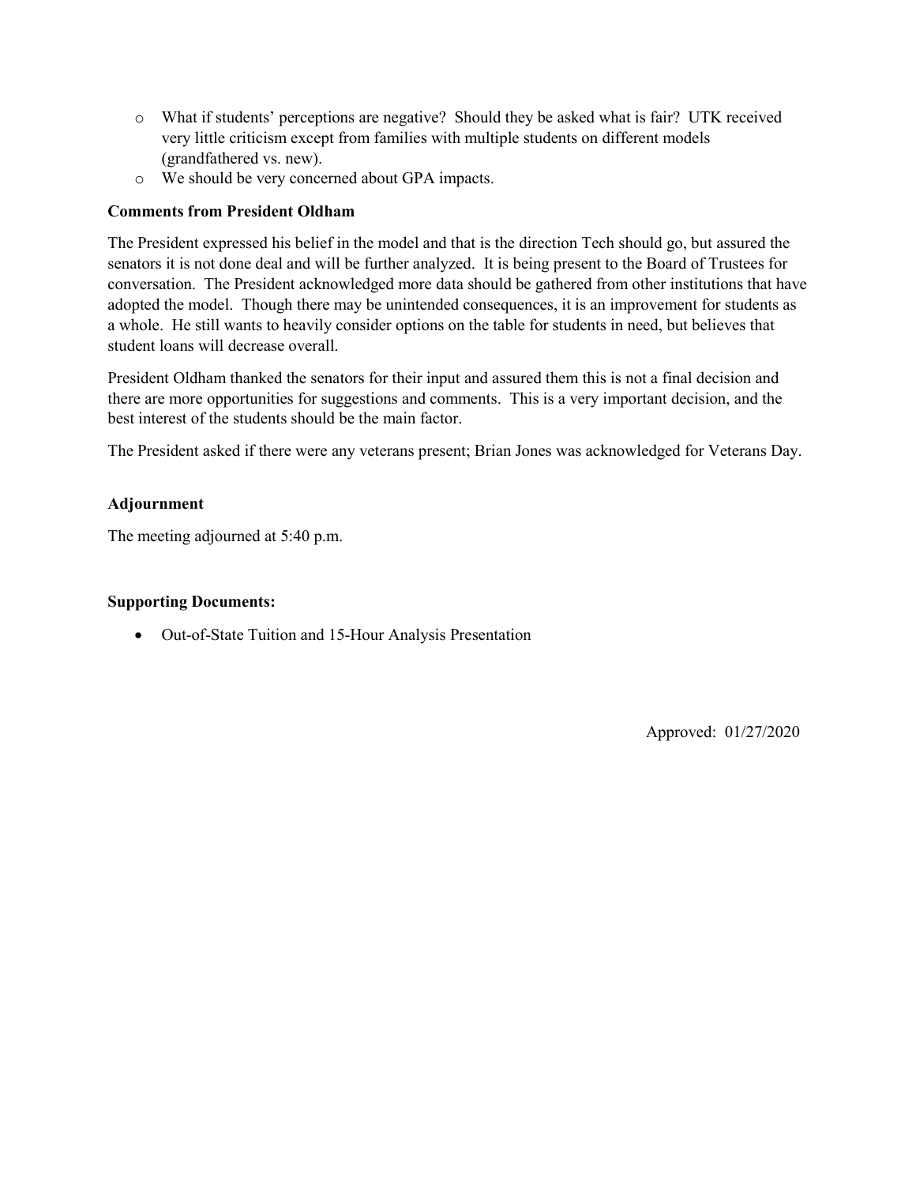- What if students' perceptions are negative? Should they be asked what is fair? UTK received very little criticism except from families with multiple students on different models (grandfathered vs. new).
- We should be very concerned about GPA impacts.

**Comments from President Oldham**

The President expressed his belief in the model and that is the direction Tech should go, but assured the senators it is not done deal and will be further analyzed. It is being present to the Board of Trustees for conversation. The President acknowledged more data should be gathered from other institutions that have adopted the model. Though there may be unintended consequences, it is an improvement for students as a whole. He still wants to heavily consider options on the table for students in need, but believes that student loans will decrease overall.

President Oldham thanked the senators for their input and assured them this is not a final decision and there are more opportunities for suggestions and comments. This is a very important decision, and the best interest of the students should be the main factor.

The President asked if there were any veterans present; Brian Jones was acknowledged for Veterans Day.

**Adjournment**

The meeting adjourned at 5:40 p.m.

**Supporting Documents:**

- Out-of-State Tuition and 15-Hour Analysis Presentation

Approved: 01/27/2020